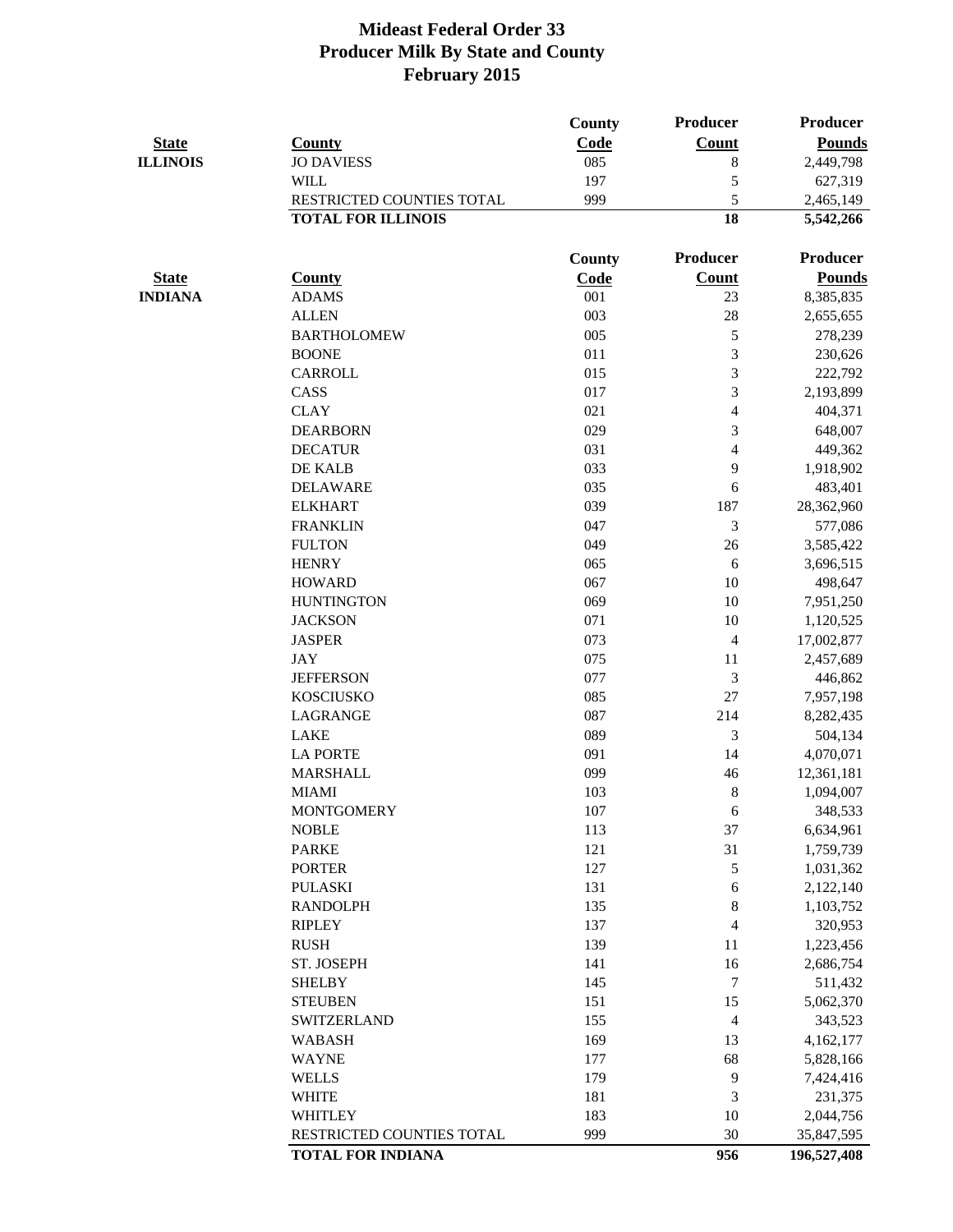# Mideast Federal Order 33
## Producer Milk By State and County
## February 2015

| State | County | County Code | Producer Count | Producer Pounds |
|---|---|---|---|---|
| ILLINOIS | JO DAVIESS | 085 | 8 | 2,449,798 |
| | WILL | 197 | 5 | 627,319 |
| | RESTRICTED COUNTIES TOTAL | 999 | 5 | 2,465,149 |
| | **TOTAL FOR ILLINOIS** | | **18** | **5,542,266** |

| State | County | County Code | Producer Count | Producer Pounds |
|---|---|---|---|---|
| INDIANA | ADAMS | 001 | 23 | 8,385,835 |
| | ALLEN | 003 | 28 | 2,655,655 |
| | BARTHOLOMEW | 005 | 5 | 278,239 |
| | BOONE | 011 | 3 | 230,626 |
| | CARROLL | 015 | 3 | 222,792 |
| | CASS | 017 | 3 | 2,193,899 |
| | CLAY | 021 | 4 | 404,371 |
| | DEARBORN | 029 | 3 | 648,007 |
| | DECATUR | 031 | 4 | 449,362 |
| | DE KALB | 033 | 9 | 1,918,902 |
| | DELAWARE | 035 | 6 | 483,401 |
| | ELKHART | 039 | 187 | 28,362,960 |
| | FRANKLIN | 047 | 3 | 577,086 |
| | FULTON | 049 | 26 | 3,585,422 |
| | HENRY | 065 | 6 | 3,696,515 |
| | HOWARD | 067 | 10 | 498,647 |
| | HUNTINGTON | 069 | 10 | 7,951,250 |
| | JACKSON | 071 | 10 | 1,120,525 |
| | JASPER | 073 | 4 | 17,002,877 |
| | JAY | 075 | 11 | 2,457,689 |
| | JEFFERSON | 077 | 3 | 446,862 |
| | KOSCIUSKO | 085 | 27 | 7,957,198 |
| | LAGRANGE | 087 | 214 | 8,282,435 |
| | LAKE | 089 | 3 | 504,134 |
| | LA PORTE | 091 | 14 | 4,070,071 |
| | MARSHALL | 099 | 46 | 12,361,181 |
| | MIAMI | 103 | 8 | 1,094,007 |
| | MONTGOMERY | 107 | 6 | 348,533 |
| | NOBLE | 113 | 37 | 6,634,961 |
| | PARKE | 121 | 31 | 1,759,739 |
| | PORTER | 127 | 5 | 1,031,362 |
| | PULASKI | 131 | 6 | 2,122,140 |
| | RANDOLPH | 135 | 8 | 1,103,752 |
| | RIPLEY | 137 | 4 | 320,953 |
| | RUSH | 139 | 11 | 1,223,456 |
| | ST. JOSEPH | 141 | 16 | 2,686,754 |
| | SHELBY | 145 | 7 | 511,432 |
| | STEUBEN | 151 | 15 | 5,062,370 |
| | SWITZERLAND | 155 | 4 | 343,523 |
| | WABASH | 169 | 13 | 4,162,177 |
| | WAYNE | 177 | 68 | 5,828,166 |
| | WELLS | 179 | 9 | 7,424,416 |
| | WHITE | 181 | 3 | 231,375 |
| | WHITLEY | 183 | 10 | 2,044,756 |
| | RESTRICTED COUNTIES TOTAL | 999 | 30 | 35,847,595 |
| | **TOTAL FOR INDIANA** | | **956** | **196,527,408** |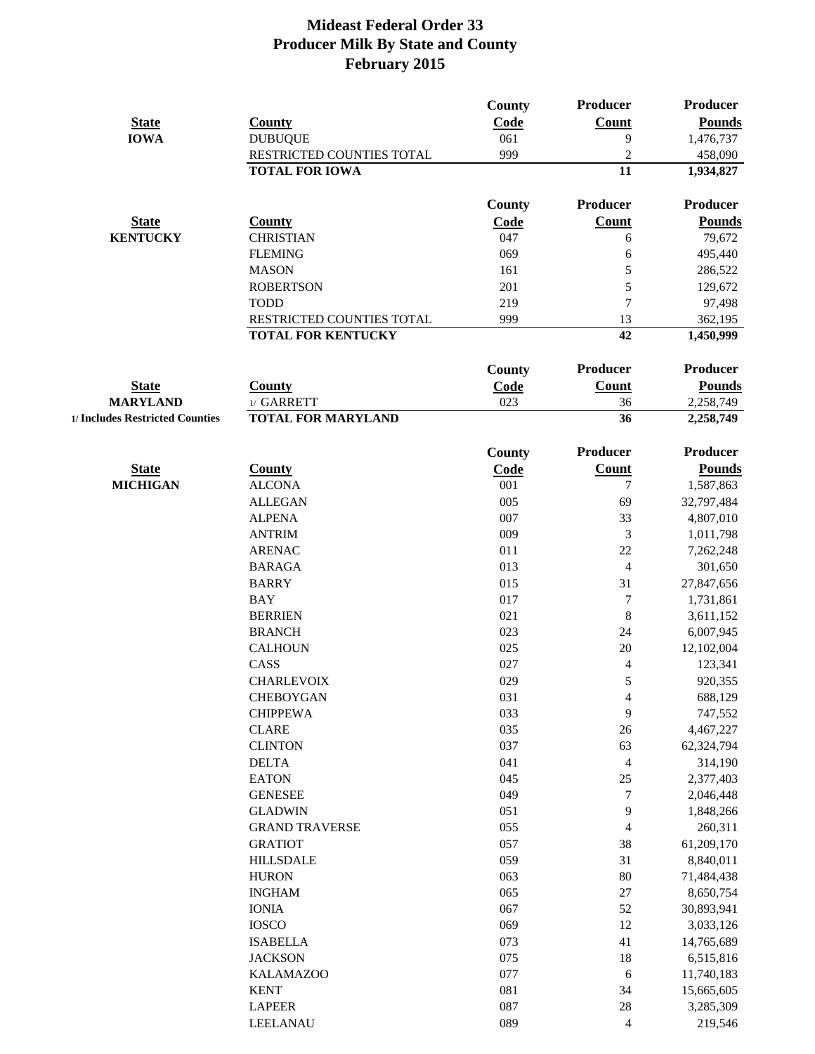# Mideast Federal Order 33
# Producer Milk By State and County
# February 2015

| State | County | County Code | Producer Count | Producer Pounds |
|---|---|---|---|---|
| **IOWA** | DUBUQUE | 061 | 9 | 1,476,737 |
| | RESTRICTED COUNTIES TOTAL | 999 | 2 | 458,090 |
| | **TOTAL FOR IOWA** | | **11** | **1,934,827** |

| State | County | County Code | Producer Count | Producer Pounds |
|---|---|---|---|---|
| **KENTUCKY** | CHRISTIAN | 047 | 6 | 79,672 |
| | FLEMING | 069 | 6 | 495,440 |
| | MASON | 161 | 5 | 286,522 |
| | ROBERTSON | 201 | 5 | 129,672 |
| | TODD | 219 | 7 | 97,498 |
| | RESTRICTED COUNTIES TOTAL | 999 | 13 | 362,195 |
| | **TOTAL FOR KENTUCKY** | | **42** | **1,450,999** |

| State | County | County Code | Producer Count | Producer Pounds |
|---|---|---|---|---|
| **MARYLAND** | 1/ GARRETT | 023 | 36 | 2,258,749 |
| **1/ Includes Restricted Counties** | **TOTAL FOR MARYLAND** | | **36** | **2,258,749** |

| State | County | County Code | Producer Count | Producer Pounds |
|---|---|---|---|---|
| **MICHIGAN** | ALCONA | 001 | 7 | 1,587,863 |
| | ALLEGAN | 005 | 69 | 32,797,484 |
| | ALPENA | 007 | 33 | 4,807,010 |
| | ANTRIM | 009 | 3 | 1,011,798 |
| | ARENAC | 011 | 22 | 7,262,248 |
| | BARAGA | 013 | 4 | 301,650 |
| | BARRY | 015 | 31 | 27,847,656 |
| | BAY | 017 | 7 | 1,731,861 |
| | BERRIEN | 021 | 8 | 3,611,152 |
| | BRANCH | 023 | 24 | 6,007,945 |
| | CALHOUN | 025 | 20 | 12,102,004 |
| | CASS | 027 | 4 | 123,341 |
| | CHARLEVOIX | 029 | 5 | 920,355 |
| | CHEBOYGAN | 031 | 4 | 688,129 |
| | CHIPPEWA | 033 | 9 | 747,552 |
| | CLARE | 035 | 26 | 4,467,227 |
| | CLINTON | 037 | 63 | 62,324,794 |
| | DELTA | 041 | 4 | 314,190 |
| | EATON | 045 | 25 | 2,377,403 |
| | GENESEE | 049 | 7 | 2,046,448 |
| | GLADWIN | 051 | 9 | 1,848,266 |
| | GRAND TRAVERSE | 055 | 4 | 260,311 |
| | GRATIOT | 057 | 38 | 61,209,170 |
| | HILLSDALE | 059 | 31 | 8,840,011 |
| | HURON | 063 | 80 | 71,484,438 |
| | INGHAM | 065 | 27 | 8,650,754 |
| | IONIA | 067 | 52 | 30,893,941 |
| | IOSCO | 069 | 12 | 3,033,126 |
| | ISABELLA | 073 | 41 | 14,765,689 |
| | JACKSON | 075 | 18 | 6,515,816 |
| | KALAMAZOO | 077 | 6 | 11,740,183 |
| | KENT | 081 | 34 | 15,665,605 |
| | LAPEER | 087 | 28 | 3,285,309 |
| | LEELANAU | 089 | 4 | 219,546 |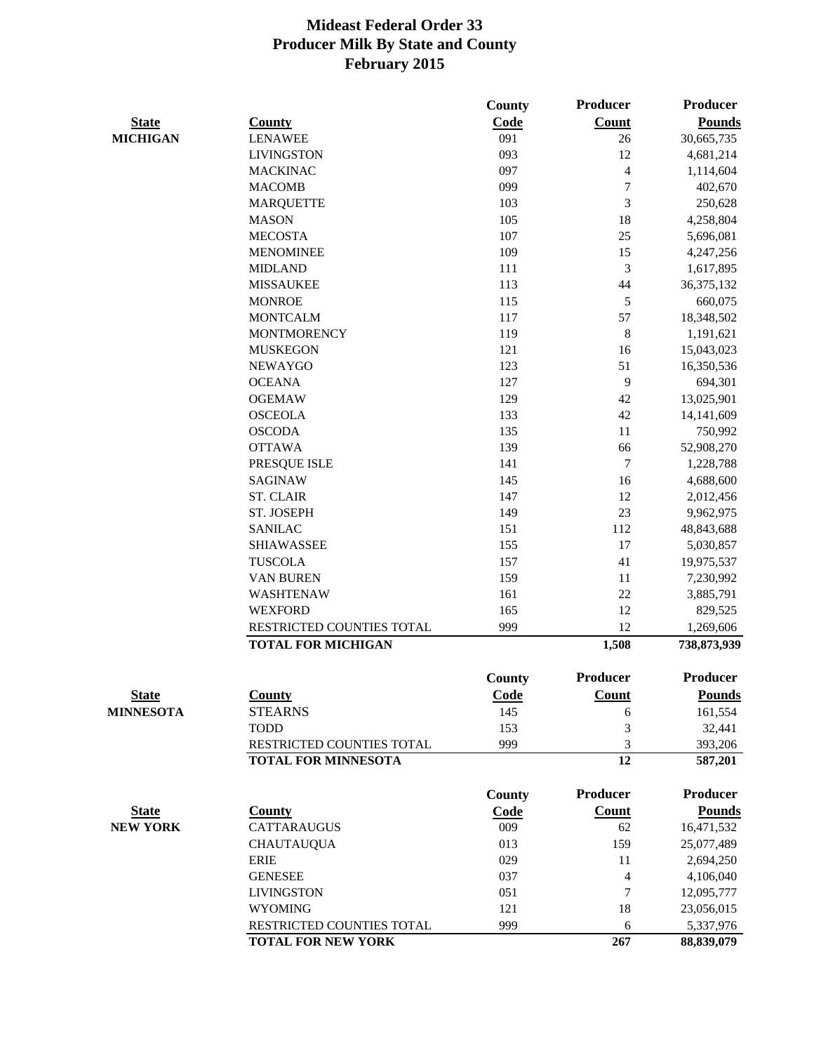# Mideast Federal Order 33
## Producer Milk By State and County
## February 2015

| State | County | County Code | Producer Count | Producer Pounds |
|---|---|---|---|---|
| MICHIGAN | LENAWEE | 091 | 26 | 30,665,735 |
| | LIVINGSTON | 093 | 12 | 4,681,214 |
| | MACKINAC | 097 | 4 | 1,114,604 |
| | MACOMB | 099 | 7 | 402,670 |
| | MARQUETTE | 103 | 3 | 250,628 |
| | MASON | 105 | 18 | 4,258,804 |
| | MECOSTA | 107 | 25 | 5,696,081 |
| | MENOMINEE | 109 | 15 | 4,247,256 |
| | MIDLAND | 111 | 3 | 1,617,895 |
| | MISSAUKEE | 113 | 44 | 36,375,132 |
| | MONROE | 115 | 5 | 660,075 |
| | MONTCALM | 117 | 57 | 18,348,502 |
| | MONTMORENCY | 119 | 8 | 1,191,621 |
| | MUSKEGON | 121 | 16 | 15,043,023 |
| | NEWAYGO | 123 | 51 | 16,350,536 |
| | OCEANA | 127 | 9 | 694,301 |
| | OGEMAW | 129 | 42 | 13,025,901 |
| | OSCEOLA | 133 | 42 | 14,141,609 |
| | OSCODA | 135 | 11 | 750,992 |
| | OTTAWA | 139 | 66 | 52,908,270 |
| | PRESQUE ISLE | 141 | 7 | 1,228,788 |
| | SAGINAW | 145 | 16 | 4,688,600 |
| | ST. CLAIR | 147 | 12 | 2,012,456 |
| | ST. JOSEPH | 149 | 23 | 9,962,975 |
| | SANILAC | 151 | 112 | 48,843,688 |
| | SHIAWASSEE | 155 | 17 | 5,030,857 |
| | TUSCOLA | 157 | 41 | 19,975,537 |
| | VAN BUREN | 159 | 11 | 7,230,992 |
| | WASHTENAW | 161 | 22 | 3,885,791 |
| | WEXFORD | 165 | 12 | 829,525 |
| | RESTRICTED COUNTIES TOTAL | 999 | 12 | 1,269,606 |
| | **TOTAL FOR MICHIGAN** | | **1,508** | **738,873,939** |

| State | County | County Code | Producer Count | Producer Pounds |
|---|---|---|---|---|
| MINNESOTA | STEARNS | 145 | 6 | 161,554 |
| | TODD | 153 | 3 | 32,441 |
| | RESTRICTED COUNTIES TOTAL | 999 | 3 | 393,206 |
| | **TOTAL FOR MINNESOTA** | | **12** | **587,201** |

| State | County | County Code | Producer Count | Producer Pounds |
|---|---|---|---|---|
| NEW YORK | CATTARAUGUS | 009 | 62 | 16,471,532 |
| | CHAUTAUQUA | 013 | 159 | 25,077,489 |
| | ERIE | 029 | 11 | 2,694,250 |
| | GENESEE | 037 | 4 | 4,106,040 |
| | LIVINGSTON | 051 | 7 | 12,095,777 |
| | WYOMING | 121 | 18 | 23,056,015 |
| | RESTRICTED COUNTIES TOTAL | 999 | 6 | 5,337,976 |
| | **TOTAL FOR NEW YORK** | | **267** | **88,839,079** |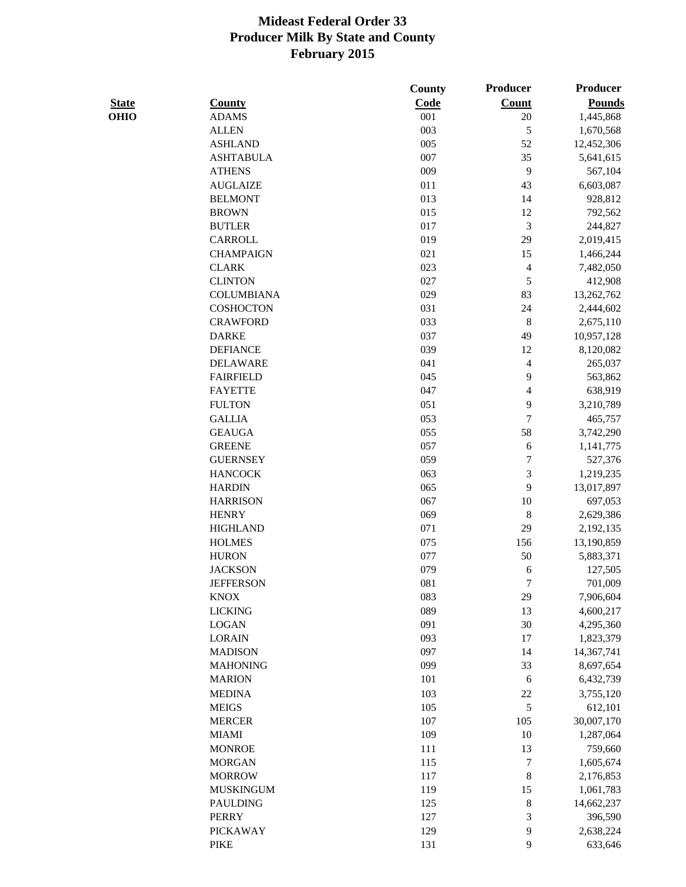# Mideast Federal Order 33
## Producer Milk By State and County
## February 2015

| State | County | County Code | Producer Count | Producer Pounds |
|---|---|---|---|---|
| OHIO | ADAMS | 001 | 20 | 1,445,868 |
| | ALLEN | 003 | 5 | 1,670,568 |
| | ASHLAND | 005 | 52 | 12,452,306 |
| | ASHTABULA | 007 | 35 | 5,641,615 |
| | ATHENS | 009 | 9 | 567,104 |
| | AUGLAIZE | 011 | 43 | 6,603,087 |
| | BELMONT | 013 | 14 | 928,812 |
| | BROWN | 015 | 12 | 792,562 |
| | BUTLER | 017 | 3 | 244,827 |
| | CARROLL | 019 | 29 | 2,019,415 |
| | CHAMPAIGN | 021 | 15 | 1,466,244 |
| | CLARK | 023 | 4 | 7,482,050 |
| | CLINTON | 027 | 5 | 412,908 |
| | COLUMBIANA | 029 | 83 | 13,262,762 |
| | COSHOCTON | 031 | 24 | 2,444,602 |
| | CRAWFORD | 033 | 8 | 2,675,110 |
| | DARKE | 037 | 49 | 10,957,128 |
| | DEFIANCE | 039 | 12 | 8,120,082 |
| | DELAWARE | 041 | 4 | 265,037 |
| | FAIRFIELD | 045 | 9 | 563,862 |
| | FAYETTE | 047 | 4 | 638,919 |
| | FULTON | 051 | 9 | 3,210,789 |
| | GALLIA | 053 | 7 | 465,757 |
| | GEAUGA | 055 | 58 | 3,742,290 |
| | GREENE | 057 | 6 | 1,141,775 |
| | GUERNSEY | 059 | 7 | 527,376 |
| | HANCOCK | 063 | 3 | 1,219,235 |
| | HARDIN | 065 | 9 | 13,017,897 |
| | HARRISON | 067 | 10 | 697,053 |
| | HENRY | 069 | 8 | 2,629,386 |
| | HIGHLAND | 071 | 29 | 2,192,135 |
| | HOLMES | 075 | 156 | 13,190,859 |
| | HURON | 077 | 50 | 5,883,371 |
| | JACKSON | 079 | 6 | 127,505 |
| | JEFFERSON | 081 | 7 | 701,009 |
| | KNOX | 083 | 29 | 7,906,604 |
| | LICKING | 089 | 13 | 4,600,217 |
| | LOGAN | 091 | 30 | 4,295,360 |
| | LORAIN | 093 | 17 | 1,823,379 |
| | MADISON | 097 | 14 | 14,367,741 |
| | MAHONING | 099 | 33 | 8,697,654 |
| | MARION | 101 | 6 | 6,432,739 |
| | MEDINA | 103 | 22 | 3,755,120 |
| | MEIGS | 105 | 5 | 612,101 |
| | MERCER | 107 | 105 | 30,007,170 |
| | MIAMI | 109 | 10 | 1,287,064 |
| | MONROE | 111 | 13 | 759,660 |
| | MORGAN | 115 | 7 | 1,605,674 |
| | MORROW | 117 | 8 | 2,176,853 |
| | MUSKINGUM | 119 | 15 | 1,061,783 |
| | PAULDING | 125 | 8 | 14,662,237 |
| | PERRY | 127 | 3 | 396,590 |
| | PICKAWAY | 129 | 9 | 2,638,224 |
| | PIKE | 131 | 9 | 633,646 |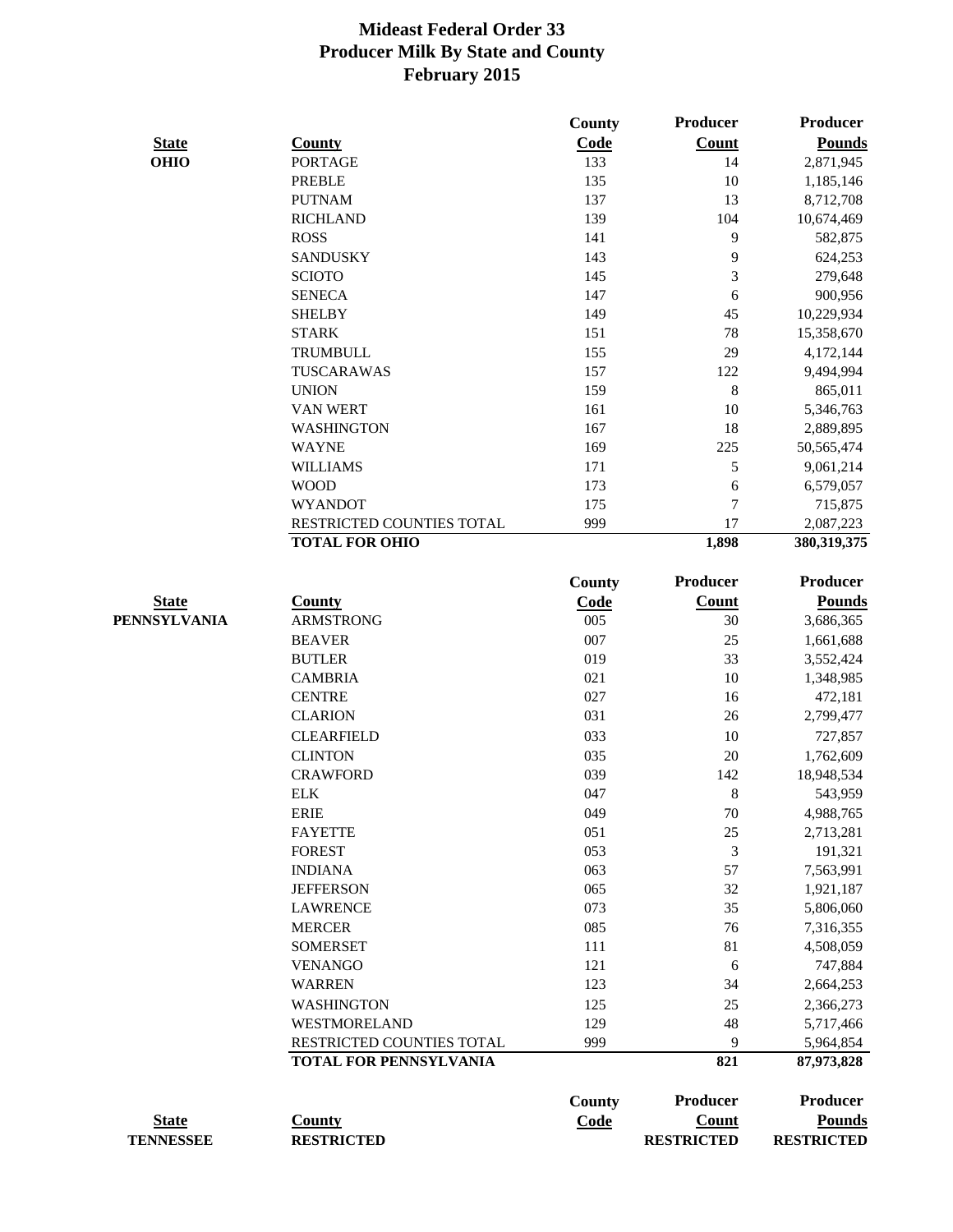# Mideast Federal Order 33
## Producer Milk By State and County
## February 2015

| State | County | County Code | Producer Count | Producer Pounds |
|---|---|---|---|---|
| **OHIO** | PORTAGE | 133 | 14 | 2,871,945 |
| | PREBLE | 135 | 10 | 1,185,146 |
| | PUTNAM | 137 | 13 | 8,712,708 |
| | RICHLAND | 139 | 104 | 10,674,469 |
| | ROSS | 141 | 9 | 582,875 |
| | SANDUSKY | 143 | 9 | 624,253 |
| | SCIOTO | 145 | 3 | 279,648 |
| | SENECA | 147 | 6 | 900,956 |
| | SHELBY | 149 | 45 | 10,229,934 |
| | STARK | 151 | 78 | 15,358,670 |
| | TRUMBULL | 155 | 29 | 4,172,144 |
| | TUSCARAWAS | 157 | 122 | 9,494,994 |
| | UNION | 159 | 8 | 865,011 |
| | VAN WERT | 161 | 10 | 5,346,763 |
| | WASHINGTON | 167 | 18 | 2,889,895 |
| | WAYNE | 169 | 225 | 50,565,474 |
| | WILLIAMS | 171 | 5 | 9,061,214 |
| | WOOD | 173 | 6 | 6,579,057 |
| | WYANDOT | 175 | 7 | 715,875 |
| | RESTRICTED COUNTIES TOTAL | 999 | 17 | 2,087,223 |
| | **TOTAL FOR OHIO** | | **1,898** | **380,319,375** |

| State | County | County Code | Producer Count | Producer Pounds |
|---|---|---|---|---|
| **PENNSYLVANIA** | ARMSTRONG | 005 | 30 | 3,686,365 |
| | BEAVER | 007 | 25 | 1,661,688 |
| | BUTLER | 019 | 33 | 3,552,424 |
| | CAMBRIA | 021 | 10 | 1,348,985 |
| | CENTRE | 027 | 16 | 472,181 |
| | CLARION | 031 | 26 | 2,799,477 |
| | CLEARFIELD | 033 | 10 | 727,857 |
| | CLINTON | 035 | 20 | 1,762,609 |
| | CRAWFORD | 039 | 142 | 18,948,534 |
| | ELK | 047 | 8 | 543,959 |
| | ERIE | 049 | 70 | 4,988,765 |
| | FAYETTE | 051 | 25 | 2,713,281 |
| | FOREST | 053 | 3 | 191,321 |
| | INDIANA | 063 | 57 | 7,563,991 |
| | JEFFERSON | 065 | 32 | 1,921,187 |
| | LAWRENCE | 073 | 35 | 5,806,060 |
| | MERCER | 085 | 76 | 7,316,355 |
| | SOMERSET | 111 | 81 | 4,508,059 |
| | VENANGO | 121 | 6 | 747,884 |
| | WARREN | 123 | 34 | 2,664,253 |
| | WASHINGTON | 125 | 25 | 2,366,273 |
| | WESTMORELAND | 129 | 48 | 5,717,466 |
| | RESTRICTED COUNTIES TOTAL | 999 | 9 | 5,964,854 |
| | **TOTAL FOR PENNSYLVANIA** | | **821** | **87,973,828** |

| State | County | County Code | Producer Count | Producer Pounds |
|---|---|---|---|---|
| **TENNESSEE** | **RESTRICTED** | | **RESTRICTED** | **RESTRICTED** |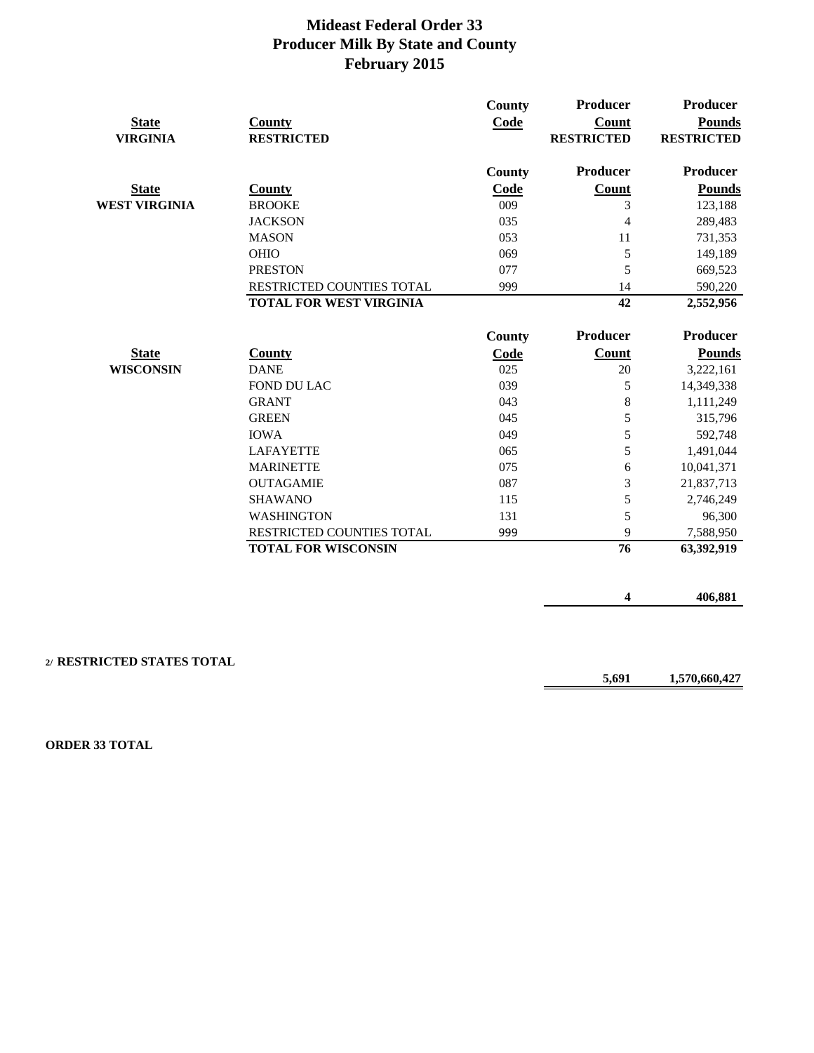# Mideast Federal Order 33
## Producer Milk By State and County
## February 2015

| State | County | County Code | Producer Count | Producer Pounds |
|---|---|---|---|---|
| VIRGINIA | RESTRICTED | | RESTRICTED | RESTRICTED |

| State | County | County Code | Producer Count | Producer Pounds |
|---|---|---|---|---|
| WEST VIRGINIA | BROOKE | 009 | 3 | 123,188 |
| | JACKSON | 035 | 4 | 289,483 |
| | MASON | 053 | 11 | 731,353 |
| | OHIO | 069 | 5 | 149,189 |
| | PRESTON | 077 | 5 | 669,523 |
| | RESTRICTED COUNTIES TOTAL | 999 | 14 | 590,220 |
| | **TOTAL FOR WEST VIRGINIA** | | **42** | **2,552,956** |

| State | County | County Code | Producer Count | Producer Pounds |
|---|---|---|---|---|
| WISCONSIN | DANE | 025 | 20 | 3,222,161 |
| | FOND DU LAC | 039 | 5 | 14,349,338 |
| | GRANT | 043 | 8 | 1,111,249 |
| | GREEN | 045 | 5 | 315,796 |
| | IOWA | 049 | 5 | 592,748 |
| | LAFAYETTE | 065 | 5 | 1,491,044 |
| | MARINETTE | 075 | 6 | 10,041,371 |
| | OUTAGAMIE | 087 | 3 | 21,837,713 |
| | SHAWANO | 115 | 5 | 2,746,249 |
| | WASHINGTON | 131 | 5 | 96,300 |
| | RESTRICTED COUNTIES TOTAL | 999 | 9 | 7,588,950 |
| | **TOTAL FOR WISCONSIN** | | **76** | **63,392,919** |

| | | | | |
|---|---|---|---|---|
| **2/ RESTRICTED STATES TOTAL** | | | **4** | **406,881** |
| **ORDER 33 TOTAL** | | | **5,691** | **1,570,660,427** |